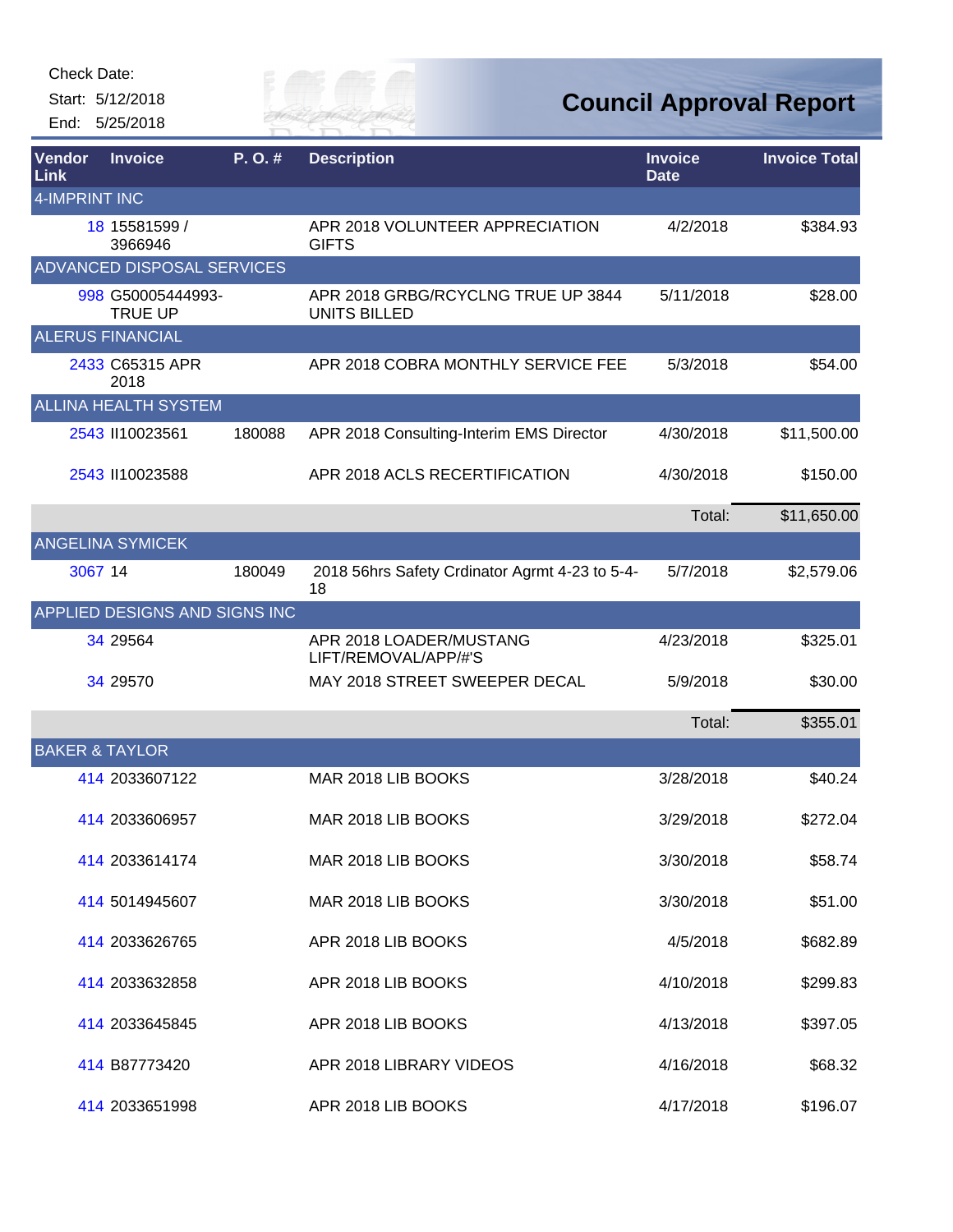Check Date:

Start: 5/12/2018

End: 5/25/2018

# Council Approval Report

| Vendor Link | Invoice | P. O. # | Description | Invoice Date | Invoice Total |
|---|---|---|---|---|---|
| **4-IMPRINT INC** | | | | | |
| 18 | 15581599 / 3966946 | | APR 2018 VOLUNTEER APPRECIATION GIFTS | 4/2/2018 | $384.93 |
| **ADVANCED DISPOSAL SERVICES** | | | | | |
| 998 | G50005444993-TRUE UP | | APR 2018 GRBG/RCYCLNG TRUE UP 3844 UNITS BILLED | 5/11/2018 | $28.00 |
| **ALERUS FINANCIAL** | | | | | |
| 2433 | C65315 APR 2018 | | APR 2018 COBRA MONTHLY SERVICE FEE | 5/3/2018 | $54.00 |
| **ALLINA HEALTH SYSTEM** | | | | | |
| 2543 | II10023561 | 180088 | APR 2018 Consulting-Interim EMS Director | 4/30/2018 | $11,500.00 |
| 2543 | II10023588 | | APR 2018 ACLS RECERTIFICATION | 4/30/2018 | $150.00 |
| | | | | Total: | $11,650.00 |
| **ANGELINA SYMICEK** | | | | | |
| 3067 | 14 | 180049 | 2018 56hrs Safety Crdinator Agrmt 4-23 to 5-4-18 | 5/7/2018 | $2,579.06 |
| **APPLIED DESIGNS AND SIGNS INC** | | | | | |
| 34 | 29564 | | APR 2018 LOADER/MUSTANG LIFT/REMOVAL/APP/#'S | 4/23/2018 | $325.01 |
| 34 | 29570 | | MAY 2018 STREET SWEEPER DECAL | 5/9/2018 | $30.00 |
| | | | | Total: | $355.01 |
| **BAKER & TAYLOR** | | | | | |
| 414 | 2033607122 | | MAR 2018 LIB BOOKS | 3/28/2018 | $40.24 |
| 414 | 2033606957 | | MAR 2018 LIB BOOKS | 3/29/2018 | $272.04 |
| 414 | 2033614174 | | MAR 2018 LIB BOOKS | 3/30/2018 | $58.74 |
| 414 | 5014945607 | | MAR 2018 LIB BOOKS | 3/30/2018 | $51.00 |
| 414 | 2033626765 | | APR 2018 LIB BOOKS | 4/5/2018 | $682.89 |
| 414 | 2033632858 | | APR 2018 LIB BOOKS | 4/10/2018 | $299.83 |
| 414 | 2033645845 | | APR 2018 LIB BOOKS | 4/13/2018 | $397.05 |
| 414 | B87773420 | | APR 2018 LIBRARY VIDEOS | 4/16/2018 | $68.32 |
| 414 | 2033651998 | | APR 2018 LIB BOOKS | 4/17/2018 | $196.07 |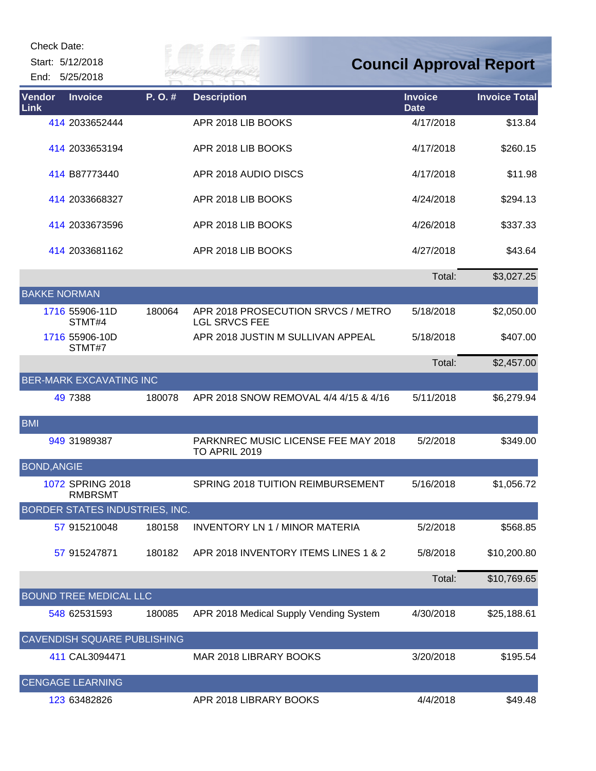Check Date:

Start: 5/12/2018

End: 5/25/2018

# Council Approval Report

| Vendor Link | Invoice | P. O. # | Description | Invoice Date | Invoice Total |
|---|---|---|---|---|---|
| 414 | 2033652444 | | APR 2018 LIB BOOKS | 4/17/2018 | $13.84 |
| 414 | 2033653194 | | APR 2018 LIB BOOKS | 4/17/2018 | $260.15 |
| 414 | B87773440 | | APR 2018 AUDIO DISCS | 4/17/2018 | $11.98 |
| 414 | 2033668327 | | APR 2018 LIB BOOKS | 4/24/2018 | $294.13 |
| 414 | 2033673596 | | APR 2018 LIB BOOKS | 4/26/2018 | $337.33 |
| 414 | 2033681162 | | APR 2018 LIB BOOKS | 4/27/2018 | $43.64 |
| | | | | Total: | $3,027.25 |
| **BAKKE NORMAN** | | | | | |
| 1716 | 55906-11D STMT#4 | 180064 | APR 2018 PROSECUTION SRVCS / METRO LGL SRVCS FEE | 5/18/2018 | $2,050.00 |
| 1716 | 55906-10D STMT#7 | | APR 2018 JUSTIN M SULLIVAN APPEAL | 5/18/2018 | $407.00 |
| | | | | Total: | $2,457.00 |
| **BER-MARK EXCAVATING INC** | | | | | |
| 49 | 7388 | 180078 | APR 2018 SNOW REMOVAL 4/4 4/15 & 4/16 | 5/11/2018 | $6,279.94 |
| **BMI** | | | | | |
| 949 | 31989387 | | PARKNREC MUSIC LICENSE FEE MAY 2018 TO APRIL 2019 | 5/2/2018 | $349.00 |
| **BOND,ANGIE** | | | | | |
| 1072 | SPRING 2018 RMBRSMT | | SPRING 2018 TUITION REIMBURSEMENT | 5/16/2018 | $1,056.72 |
| **BORDER STATES INDUSTRIES, INC.** | | | | | |
| 57 | 915210048 | 180158 | INVENTORY LN 1 / MINOR MATERIA | 5/2/2018 | $568.85 |
| 57 | 915247871 | 180182 | APR 2018 INVENTORY ITEMS LINES 1 & 2 | 5/8/2018 | $10,200.80 |
| | | | | Total: | $10,769.65 |
| **BOUND TREE MEDICAL LLC** | | | | | |
| 548 | 62531593 | 180085 | APR 2018 Medical Supply Vending System | 4/30/2018 | $25,188.61 |
| **CAVENDISH SQUARE PUBLISHING** | | | | | |
| 411 | CAL3094471 | | MAR 2018 LIBRARY BOOKS | 3/20/2018 | $195.54 |
| **CENGAGE LEARNING** | | | | | |
| 123 | 63482826 | | APR 2018 LIBRARY BOOKS | 4/4/2018 | $49.48 |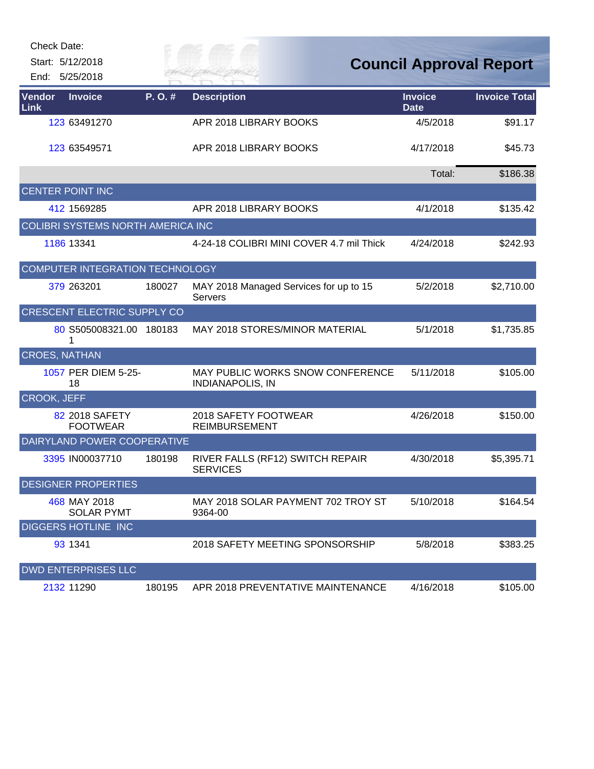Check Date:

Start: 5/12/2018

End: 5/25/2018

# Council Approval Report

| Vendor Link | Invoice | P. O. # | Description | Invoice Date | Invoice Total |
|---|---|---|---|---|---|
| 123 | 63491270 | | APR 2018 LIBRARY BOOKS | 4/5/2018 | $91.17 |
| 123 | 63549571 | | APR 2018 LIBRARY BOOKS | 4/17/2018 | $45.73 |
| | | | | Total: | $186.38 |
| CENTER POINT INC | | | | | |
| 412 | 1569285 | | APR 2018 LIBRARY BOOKS | 4/1/2018 | $135.42 |
| COLIBRI SYSTEMS NORTH AMERICA INC | | | | | |
| 1186 | 13341 | | 4-24-18 COLIBRI MINI COVER 4.7 mil Thick | 4/24/2018 | $242.93 |
| COMPUTER INTEGRATION TECHNOLOGY | | | | | |
| 379 | 263201 | 180027 | MAY 2018 Managed Services for up to 15 Servers | 5/2/2018 | $2,710.00 |
| CRESCENT ELECTRIC SUPPLY CO | | | | | |
| 80 | S505008321.00 1 | 180183 | MAY 2018 STORES/MINOR MATERIAL | 5/1/2018 | $1,735.85 |
| CROES, NATHAN | | | | | |
| 1057 | PER DIEM 5-25-18 | | MAY PUBLIC WORKS SNOW CONFERENCE INDIANAPOLIS, IN | 5/11/2018 | $105.00 |
| CROOK, JEFF | | | | | |
| 82 | 2018 SAFETY FOOTWEAR | | 2018 SAFETY FOOTWEAR REIMBURSEMENT | 4/26/2018 | $150.00 |
| DAIRYLAND POWER COOPERATIVE | | | | | |
| 3395 | IN00037710 | 180198 | RIVER FALLS (RF12) SWITCH REPAIR SERVICES | 4/30/2018 | $5,395.71 |
| DESIGNER PROPERTIES | | | | | |
| 468 | MAY 2018 SOLAR PYMT | | MAY 2018 SOLAR PAYMENT 702 TROY ST 9364-00 | 5/10/2018 | $164.54 |
| DIGGERS HOTLINE INC | | | | | |
| 93 | 1341 | | 2018 SAFETY MEETING SPONSORSHIP | 5/8/2018 | $383.25 |
| DWD ENTERPRISES LLC | | | | | |
| 2132 | 11290 | 180195 | APR 2018 PREVENTATIVE MAINTENANCE | 4/16/2018 | $105.00 |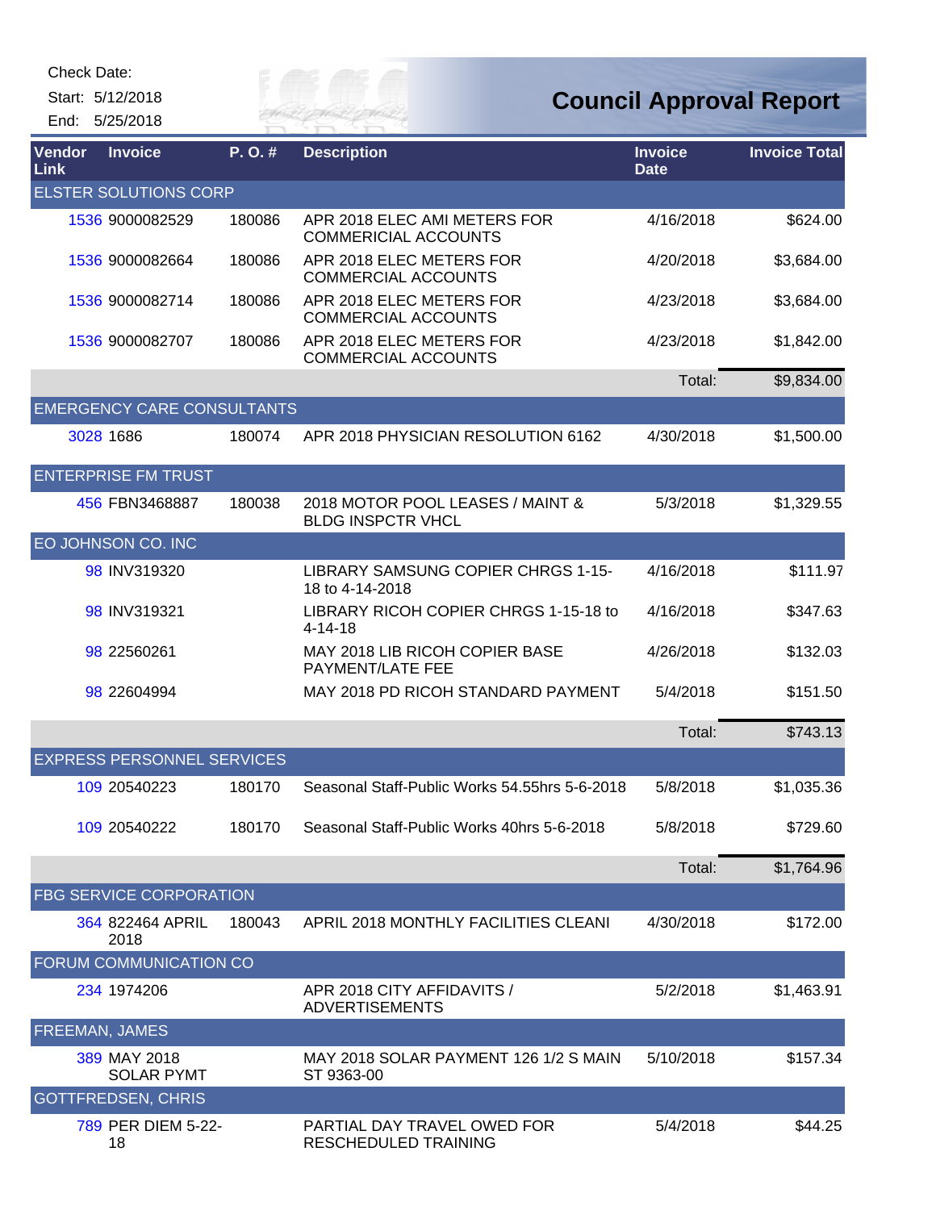Check Date:

Start: 5/12/2018

End: 5/25/2018

# Council Approval Report

| Vendor Link | Invoice | P. O. # | Description | Invoice Date | Invoice Total |
|---|---|---|---|---|---|
| ELSTER SOLUTIONS CORP | | | | | |
| 1536 | 9000082529 | 180086 | APR 2018 ELEC AMI METERS FOR COMMERICIAL ACCOUNTS | 4/16/2018 | $624.00 |
| 1536 | 9000082664 | 180086 | APR 2018 ELEC METERS FOR COMMERCIAL ACCOUNTS | 4/20/2018 | $3,684.00 |
| 1536 | 9000082714 | 180086 | APR 2018 ELEC METERS FOR COMMERCIAL ACCOUNTS | 4/23/2018 | $3,684.00 |
| 1536 | 9000082707 | 180086 | APR 2018 ELEC METERS FOR COMMERCIAL ACCOUNTS | 4/23/2018 | $1,842.00 |
| | | | | Total: | $9,834.00 |
| EMERGENCY CARE CONSULTANTS | | | | | |
| 3028 | 1686 | 180074 | APR 2018 PHYSICIAN RESOLUTION 6162 | 4/30/2018 | $1,500.00 |
| ENTERPRISE FM TRUST | | | | | |
| 456 | FBN3468887 | 180038 | 2018 MOTOR POOL LEASES / MAINT & BLDG INSPCTR VHCL | 5/3/2018 | $1,329.55 |
| EO JOHNSON CO. INC | | | | | |
| 98 | INV319320 | | LIBRARY SAMSUNG COPIER CHRGS 1-15-18 to 4-14-2018 | 4/16/2018 | $111.97 |
| 98 | INV319321 | | LIBRARY RICOH COPIER CHRGS 1-15-18 to 4-14-18 | 4/16/2018 | $347.63 |
| 98 | 22560261 | | MAY 2018 LIB RICOH COPIER BASE PAYMENT/LATE FEE | 4/26/2018 | $132.03 |
| 98 | 22604994 | | MAY 2018 PD RICOH STANDARD PAYMENT | 5/4/2018 | $151.50 |
| | | | | Total: | $743.13 |
| EXPRESS PERSONNEL SERVICES | | | | | |
| 109 | 20540223 | 180170 | Seasonal Staff-Public Works 54.55hrs 5-6-2018 | 5/8/2018 | $1,035.36 |
| 109 | 20540222 | 180170 | Seasonal Staff-Public Works 40hrs 5-6-2018 | 5/8/2018 | $729.60 |
| | | | | Total: | $1,764.96 |
| FBG SERVICE CORPORATION | | | | | |
| 364 | 822464 APRIL 2018 | 180043 | APRIL 2018 MONTHLY FACILITIES CLEANI | 4/30/2018 | $172.00 |
| FORUM COMMUNICATION CO | | | | | |
| 234 | 1974206 | | APR 2018 CITY AFFIDAVITS / ADVERTISEMENTS | 5/2/2018 | $1,463.91 |
| FREEMAN, JAMES | | | | | |
| 389 | MAY 2018 SOLAR PYMT | | MAY 2018 SOLAR PAYMENT 126 1/2 S MAIN ST 9363-00 | 5/10/2018 | $157.34 |
| GOTTFREDSEN, CHRIS | | | | | |
| 789 | PER DIEM 5-22-18 | | PARTIAL DAY TRAVEL OWED FOR RESCHEDULED TRAINING | 5/4/2018 | $44.25 |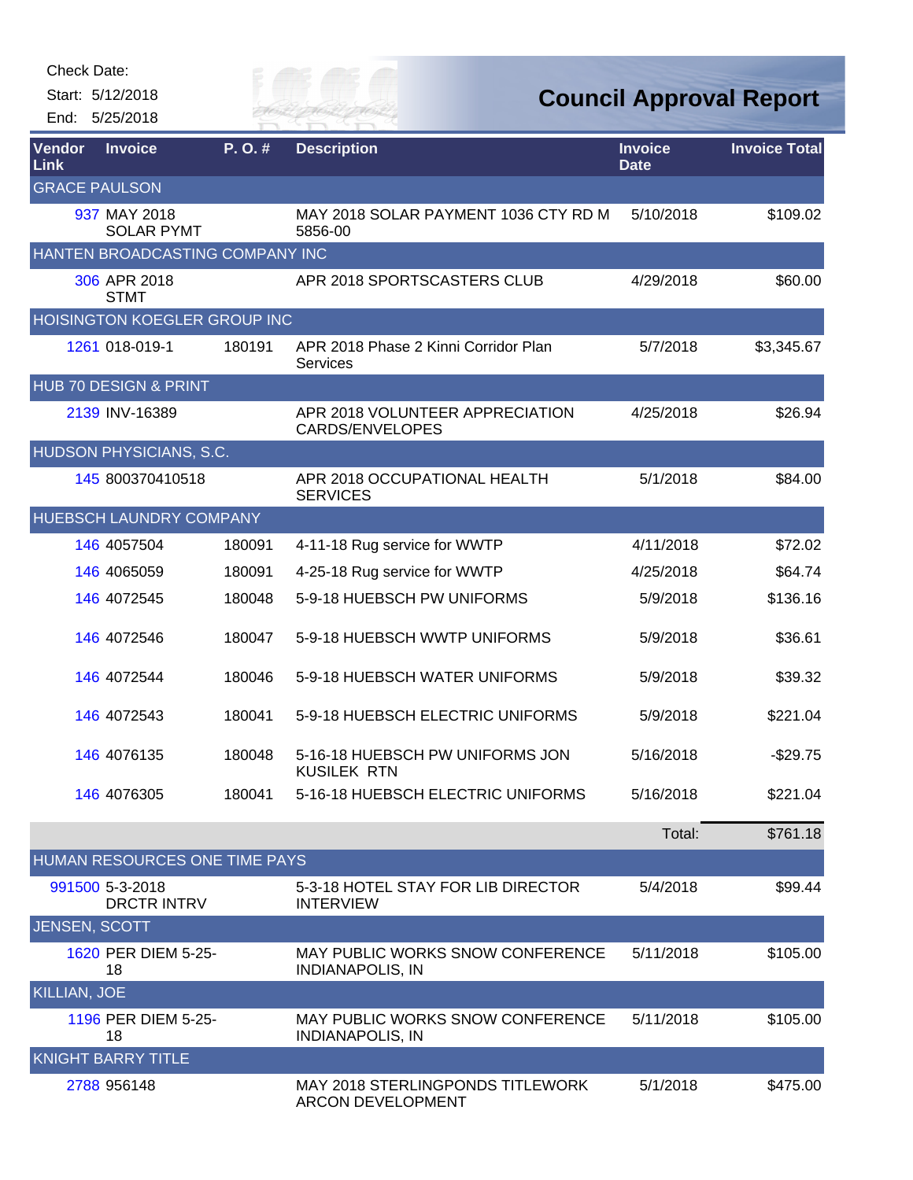Check Date:

Start: 5/12/2018

End: 5/25/2018

# Council Approval Report

| Vendor Link | Invoice | P. O. # | Description | Invoice Date | Invoice Total |
|---|---|---|---|---|---|
| GRACE PAULSON | | | | | |
| 937 | MAY 2018 SOLAR PYMT | | MAY 2018 SOLAR PAYMENT 1036 CTY RD M 5856-00 | 5/10/2018 | $109.02 |
| HANTEN BROADCASTING COMPANY INC | | | | | |
| 306 | APR 2018 STMT | | APR 2018 SPORTSCASTERS CLUB | 4/29/2018 | $60.00 |
| HOISINGTON KOEGLER GROUP INC | | | | | |
| 1261 | 018-019-1 | 180191 | APR 2018 Phase 2 Kinni Corridor Plan Services | 5/7/2018 | $3,345.67 |
| HUB 70 DESIGN & PRINT | | | | | |
| 2139 | INV-16389 | | APR 2018 VOLUNTEER APPRECIATION CARDS/ENVELOPES | 4/25/2018 | $26.94 |
| HUDSON PHYSICIANS, S.C. | | | | | |
| 145 | 800370410518 | | APR 2018 OCCUPATIONAL HEALTH SERVICES | 5/1/2018 | $84.00 |
| HUEBSCH LAUNDRY COMPANY | | | | | |
| 146 | 4057504 | 180091 | 4-11-18 Rug service for WWTP | 4/11/2018 | $72.02 |
| 146 | 4065059 | 180091 | 4-25-18 Rug service for WWTP | 4/25/2018 | $64.74 |
| 146 | 4072545 | 180048 | 5-9-18 HUEBSCH PW UNIFORMS | 5/9/2018 | $136.16 |
| 146 | 4072546 | 180047 | 5-9-18 HUEBSCH WWTP UNIFORMS | 5/9/2018 | $36.61 |
| 146 | 4072544 | 180046 | 5-9-18 HUEBSCH WATER UNIFORMS | 5/9/2018 | $39.32 |
| 146 | 4072543 | 180041 | 5-9-18 HUEBSCH ELECTRIC UNIFORMS | 5/9/2018 | $221.04 |
| 146 | 4076135 | 180048 | 5-16-18 HUEBSCH PW UNIFORMS JON KUSILEK RTN | 5/16/2018 | -$29.75 |
| 146 | 4076305 | 180041 | 5-16-18 HUEBSCH ELECTRIC UNIFORMS | 5/16/2018 | $221.04 |
| | | | | Total: | $761.18 |
| HUMAN RESOURCES ONE TIME PAYS | | | | | |
| 991500 | 5-3-2018 DRCTR INTRV | | 5-3-18 HOTEL STAY FOR LIB DIRECTOR INTERVIEW | 5/4/2018 | $99.44 |
| JENSEN, SCOTT | | | | | |
| 1620 | PER DIEM 5-25-18 | | MAY PUBLIC WORKS SNOW CONFERENCE INDIANAPOLIS, IN | 5/11/2018 | $105.00 |
| KILLIAN, JOE | | | | | |
| 1196 | PER DIEM 5-25-18 | | MAY PUBLIC WORKS SNOW CONFERENCE INDIANAPOLIS, IN | 5/11/2018 | $105.00 |
| KNIGHT BARRY TITLE | | | | | |
| 2788 | 956148 | | MAY 2018 STERLINGPONDS TITLEWORK ARCON DEVELOPMENT | 5/1/2018 | $475.00 |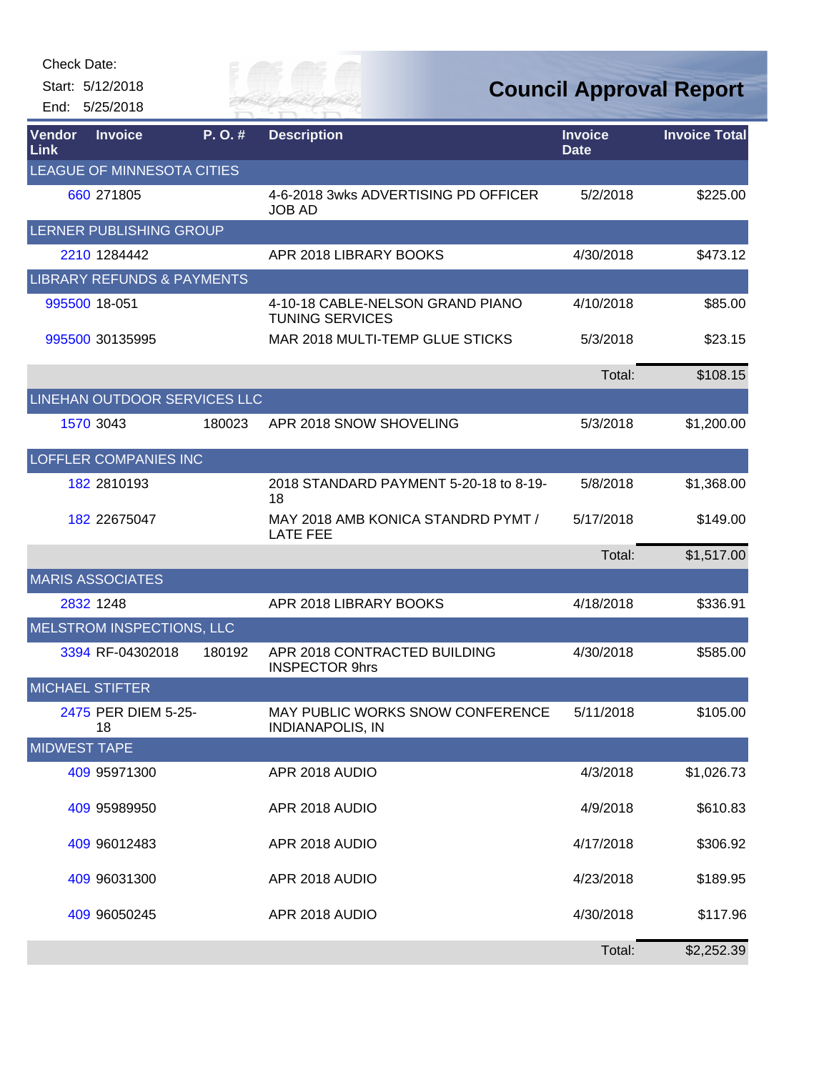Check Date:

Start: 5/12/2018

End: 5/25/2018

# Council Approval Report

| Vendor Link | Invoice | P. O. # | Description | Invoice Date | Invoice Total |
|---|---|---|---|---|---|
| LEAGUE OF MINNESOTA CITIES | | | | | |
| 660 | 271805 | | 4-6-2018 3wks ADVERTISING PD OFFICER JOB AD | 5/2/2018 | $225.00 |
| LERNER PUBLISHING GROUP | | | | | |
| 2210 | 1284442 | | APR 2018 LIBRARY BOOKS | 4/30/2018 | $473.12 |
| LIBRARY REFUNDS & PAYMENTS | | | | | |
| 995500 | 18-051 | | 4-10-18 CABLE-NELSON GRAND PIANO TUNING SERVICES | 4/10/2018 | $85.00 |
| 995500 | 30135995 | | MAR 2018 MULTI-TEMP GLUE STICKS | 5/3/2018 | $23.15 |
| | | | | Total: | $108.15 |
| LINEHAN OUTDOOR SERVICES LLC | | | | | |
| 1570 | 3043 | 180023 | APR 2018 SNOW SHOVELING | 5/3/2018 | $1,200.00 |
| LOFFLER COMPANIES INC | | | | | |
| 182 | 2810193 | | 2018 STANDARD PAYMENT 5-20-18 to 8-19-18 | 5/8/2018 | $1,368.00 |
| 182 | 22675047 | | MAY 2018 AMB KONICA STANDRD PYMT / LATE FEE | 5/17/2018 | $149.00 |
| | | | | Total: | $1,517.00 |
| MARIS ASSOCIATES | | | | | |
| 2832 | 1248 | | APR 2018 LIBRARY BOOKS | 4/18/2018 | $336.91 |
| MELSTROM INSPECTIONS, LLC | | | | | |
| 3394 | RF-04302018 | 180192 | APR 2018 CONTRACTED BUILDING INSPECTOR 9hrs | 4/30/2018 | $585.00 |
| MICHAEL STIFTER | | | | | |
| 2475 | PER DIEM 5-25-18 | | MAY PUBLIC WORKS SNOW CONFERENCE INDIANAPOLIS, IN | 5/11/2018 | $105.00 |
| MIDWEST TAPE | | | | | |
| 409 | 95971300 | | APR 2018 AUDIO | 4/3/2018 | $1,026.73 |
| 409 | 95989950 | | APR 2018 AUDIO | 4/9/2018 | $610.83 |
| 409 | 96012483 | | APR 2018 AUDIO | 4/17/2018 | $306.92 |
| 409 | 96031300 | | APR 2018 AUDIO | 4/23/2018 | $189.95 |
| 409 | 96050245 | | APR 2018 AUDIO | 4/30/2018 | $117.96 |
| | | | | Total: | $2,252.39 |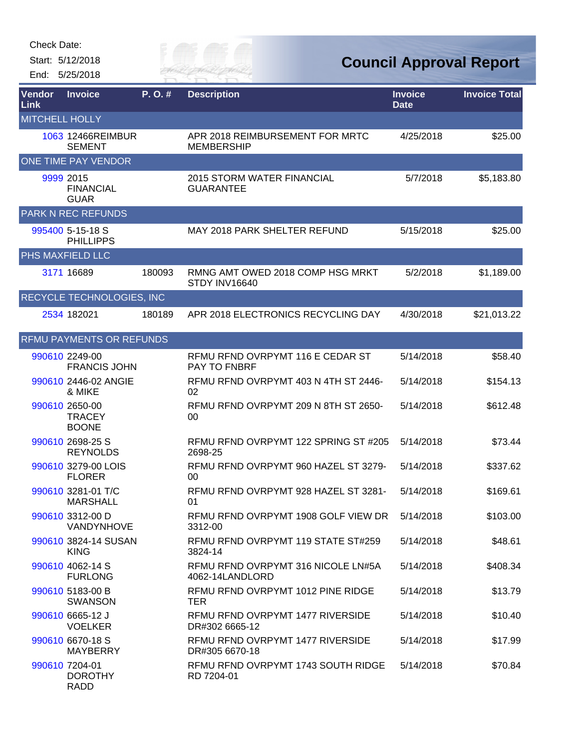Check Date:

Start: 5/12/2018

End: 5/25/2018

# Council Approval Report

| Vendor Link | Invoice | P. O. # | Description | Invoice Date | Invoice Total |
|---|---|---|---|---|---|
| MITCHELL HOLLY | | | | | |
| 1063 | 12466REIMBURSEMENT | | APR 2018 REIMBURSEMENT FOR MRTC MEMBERSHIP | 4/25/2018 | $25.00 |
| ONE TIME PAY VENDOR | | | | | |
| 9999 | 2015 FINANCIAL GUAR | | 2015 STORM WATER FINANCIAL GUARANTEE | 5/7/2018 | $5,183.80 |
| PARK N REC REFUNDS | | | | | |
| 995400 | 5-15-18 S PHILLIPPS | | MAY 2018 PARK SHELTER REFUND | 5/15/2018 | $25.00 |
| PHS MAXFIELD LLC | | | | | |
| 3171 | 16689 | 180093 | RMNG AMT OWED 2018 COMP HSG MRKT STDY INV16640 | 5/2/2018 | $1,189.00 |
| RECYCLE TECHNOLOGIES, INC | | | | | |
| 2534 | 182021 | 180189 | APR 2018 ELECTRONICS RECYCLING DAY | 4/30/2018 | $21,013.22 |
| RFMU PAYMENTS OR REFUNDS | | | | | |
| 990610 | 2249-00 FRANCIS JOHN | | RFMU RFND OVRPYMT 116 E CEDAR ST PAY TO FNBRF | 5/14/2018 | $58.40 |
| 990610 | 2446-02 ANGIE & MIKE | | RFMU RFND OVRPYMT 403 N 4TH ST 2446-02 | 5/14/2018 | $154.13 |
| 990610 | 2650-00 TRACEY BOONE | | RFMU RFND OVRPYMT 209 N 8TH ST 2650-00 | 5/14/2018 | $612.48 |
| 990610 | 2698-25 S REYNOLDS | | RFMU RFND OVRPYMT 122 SPRING ST #205 2698-25 | 5/14/2018 | $73.44 |
| 990610 | 3279-00 LOIS FLORER | | RFMU RFND OVRPYMT 960 HAZEL ST 3279-00 | 5/14/2018 | $337.62 |
| 990610 | 3281-01 T/C MARSHALL | | RFMU RFND OVRPYMT 928 HAZEL ST 3281-01 | 5/14/2018 | $169.61 |
| 990610 | 3312-00 D VANDYNHOVE | | RFMU RFND OVRPYMT 1908 GOLF VIEW DR 3312-00 | 5/14/2018 | $103.00 |
| 990610 | 3824-14 SUSAN KING | | RFMU RFND OVRPYMT 119 STATE ST#259 3824-14 | 5/14/2018 | $48.61 |
| 990610 | 4062-14 S FURLONG | | RFMU RFND OVRPYMT 316 NICOLE LN#5A 4062-14LANDLORD | 5/14/2018 | $408.34 |
| 990610 | 5183-00 B SWANSON | | RFMU RFND OVRPYMT 1012 PINE RIDGE TER | 5/14/2018 | $13.79 |
| 990610 | 6665-12 J VOELKER | | RFMU RFND OVRPYMT 1477 RIVERSIDE DR#302 6665-12 | 5/14/2018 | $10.40 |
| 990610 | 6670-18 S MAYBERRY | | RFMU RFND OVRPYMT 1477 RIVERSIDE DR#305 6670-18 | 5/14/2018 | $17.99 |
| 990610 | 7204-01 DOROTHY RADD | | RFMU RFND OVRPYMT 1743 SOUTH RIDGE RD 7204-01 | 5/14/2018 | $70.84 |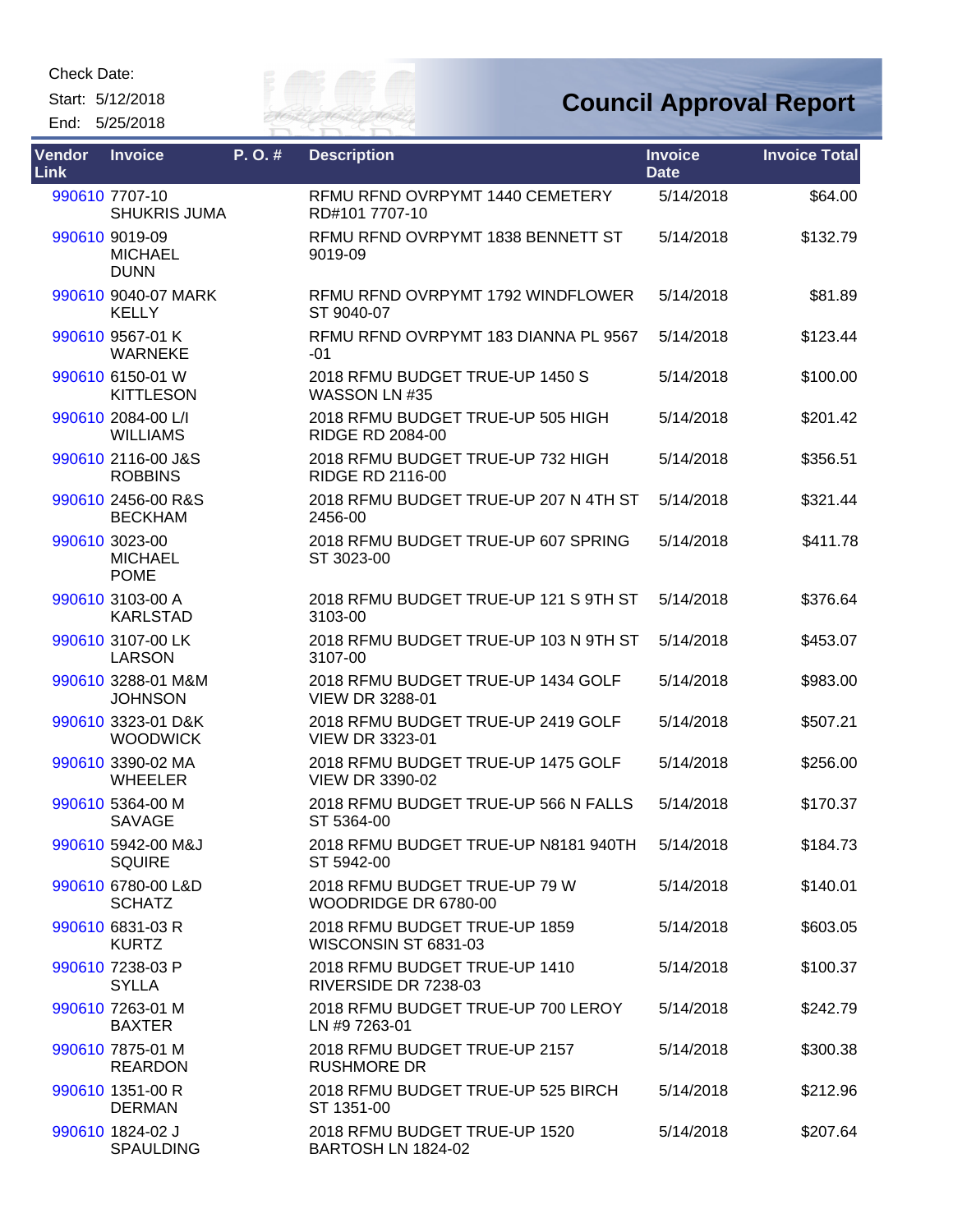Check Date:

Start: 5/12/2018

End: 5/25/2018

# Council Approval Report

| Vendor Link | Invoice | P. O. # | Description | Invoice Date | Invoice Total |
|---|---|---|---|---|---|
| 990610 | 7707-10 SHUKRIS JUMA | | RFMU RFND OVRPYMT 1440 CEMETERY RD#101 7707-10 | 5/14/2018 | $64.00 |
| 990610 | 9019-09 MICHAEL DUNN | | RFMU RFND OVRPYMT 1838 BENNETT ST 9019-09 | 5/14/2018 | $132.79 |
| 990610 | 9040-07 MARK KELLY | | RFMU RFND OVRPYMT 1792 WINDFLOWER ST 9040-07 | 5/14/2018 | $81.89 |
| 990610 | 9567-01 K WARNEKE | | RFMU RFND OVRPYMT 183 DIANNA PL 9567 -01 | 5/14/2018 | $123.44 |
| 990610 | 6150-01 W KITTLESON | | 2018 RFMU BUDGET TRUE-UP 1450 S WASSON LN #35 | 5/14/2018 | $100.00 |
| 990610 | 2084-00 L/I WILLIAMS | | 2018 RFMU BUDGET TRUE-UP 505 HIGH RIDGE RD 2084-00 | 5/14/2018 | $201.42 |
| 990610 | 2116-00 J&S ROBBINS | | 2018 RFMU BUDGET TRUE-UP 732 HIGH RIDGE RD 2116-00 | 5/14/2018 | $356.51 |
| 990610 | 2456-00 R&S BECKHAM | | 2018 RFMU BUDGET TRUE-UP 207 N 4TH ST 2456-00 | 5/14/2018 | $321.44 |
| 990610 | 3023-00 MICHAEL POME | | 2018 RFMU BUDGET TRUE-UP 607 SPRING ST 3023-00 | 5/14/2018 | $411.78 |
| 990610 | 3103-00 A KARLSTAD | | 2018 RFMU BUDGET TRUE-UP 121 S 9TH ST 3103-00 | 5/14/2018 | $376.64 |
| 990610 | 3107-00 LK LARSON | | 2018 RFMU BUDGET TRUE-UP 103 N 9TH ST 3107-00 | 5/14/2018 | $453.07 |
| 990610 | 3288-01 M&M JOHNSON | | 2018 RFMU BUDGET TRUE-UP 1434 GOLF VIEW DR 3288-01 | 5/14/2018 | $983.00 |
| 990610 | 3323-01 D&K WOODWICK | | 2018 RFMU BUDGET TRUE-UP 2419 GOLF VIEW DR 3323-01 | 5/14/2018 | $507.21 |
| 990610 | 3390-02 MA WHEELER | | 2018 RFMU BUDGET TRUE-UP 1475 GOLF VIEW DR 3390-02 | 5/14/2018 | $256.00 |
| 990610 | 5364-00 M SAVAGE | | 2018 RFMU BUDGET TRUE-UP 566 N FALLS ST 5364-00 | 5/14/2018 | $170.37 |
| 990610 | 5942-00 M&J SQUIRE | | 2018 RFMU BUDGET TRUE-UP N8181 940TH ST 5942-00 | 5/14/2018 | $184.73 |
| 990610 | 6780-00 L&D SCHATZ | | 2018 RFMU BUDGET TRUE-UP 79 W WOODRIDGE DR 6780-00 | 5/14/2018 | $140.01 |
| 990610 | 6831-03 R KURTZ | | 2018 RFMU BUDGET TRUE-UP 1859 WISCONSIN ST 6831-03 | 5/14/2018 | $603.05 |
| 990610 | 7238-03 P SYLLA | | 2018 RFMU BUDGET TRUE-UP 1410 RIVERSIDE DR 7238-03 | 5/14/2018 | $100.37 |
| 990610 | 7263-01 M BAXTER | | 2018 RFMU BUDGET TRUE-UP 700 LEROY LN #9 7263-01 | 5/14/2018 | $242.79 |
| 990610 | 7875-01 M REARDON | | 2018 RFMU BUDGET TRUE-UP 2157 RUSHMORE DR | 5/14/2018 | $300.38 |
| 990610 | 1351-00 R DERMAN | | 2018 RFMU BUDGET TRUE-UP 525 BIRCH ST 1351-00 | 5/14/2018 | $212.96 |
| 990610 | 1824-02 J SPAULDING | | 2018 RFMU BUDGET TRUE-UP 1520 BARTOSH LN 1824-02 | 5/14/2018 | $207.64 |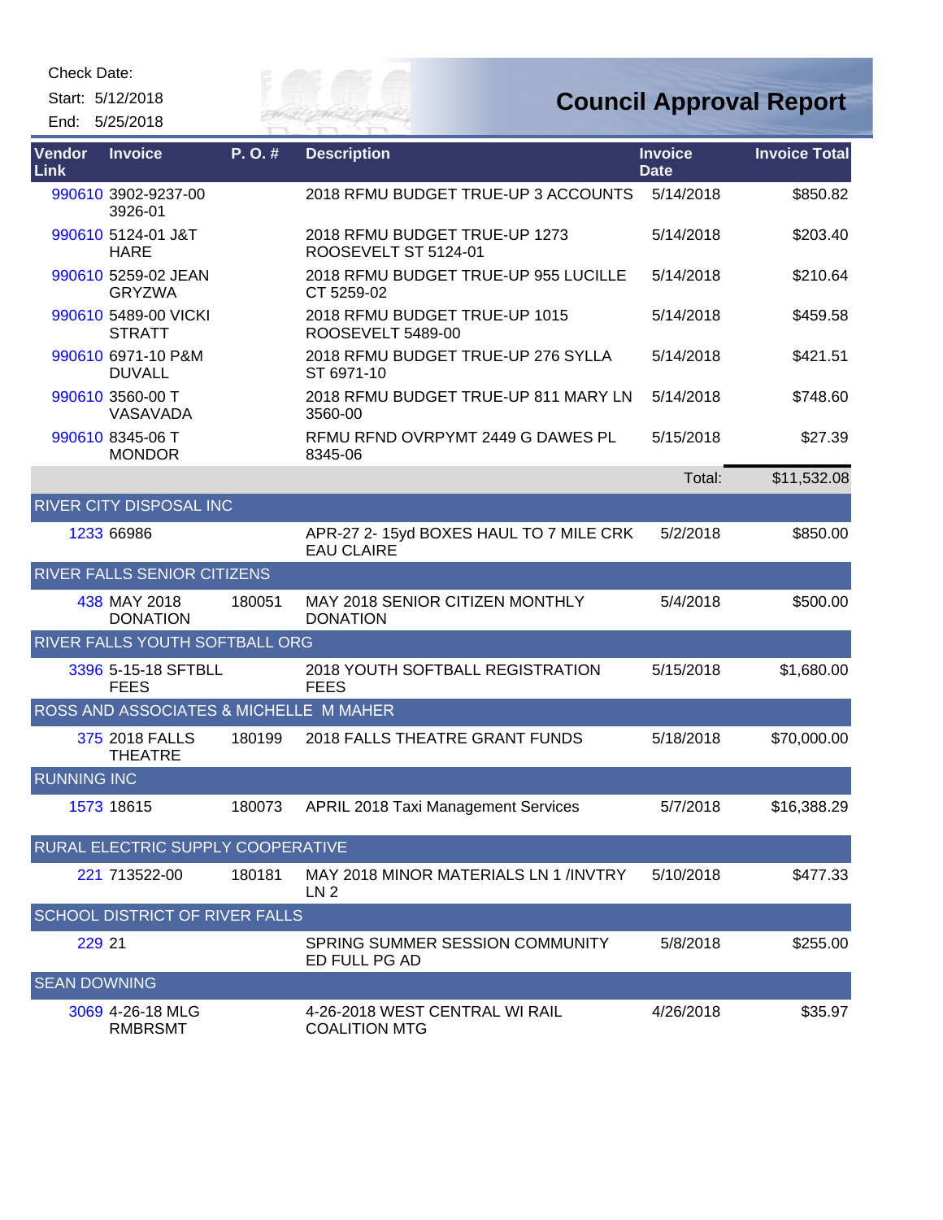Check Date:

Start: 5/12/2018

End: 5/25/2018

# Council Approval Report

| Vendor Link | Invoice | P. O. # | Description | Invoice Date | Invoice Total |
|---|---|---|---|---|---|
| 990610 | 3902-9237-00 3926-01 | | 2018 RFMU BUDGET TRUE-UP 3 ACCOUNTS | 5/14/2018 | $850.82 |
| 990610 | 5124-01 J&T HARE | | 2018 RFMU BUDGET TRUE-UP 1273 ROOSEVELT ST 5124-01 | 5/14/2018 | $203.40 |
| 990610 | 5259-02 JEAN GRYZWA | | 2018 RFMU BUDGET TRUE-UP 955 LUCILLE CT 5259-02 | 5/14/2018 | $210.64 |
| 990610 | 5489-00 VICKI STRATT | | 2018 RFMU BUDGET TRUE-UP 1015 ROOSEVELT 5489-00 | 5/14/2018 | $459.58 |
| 990610 | 6971-10 P&M DUVALL | | 2018 RFMU BUDGET TRUE-UP 276 SYLLA ST 6971-10 | 5/14/2018 | $421.51 |
| 990610 | 3560-00 T VASAVADA | | 2018 RFMU BUDGET TRUE-UP 811 MARY LN 3560-00 | 5/14/2018 | $748.60 |
| 990610 | 8345-06 T MONDOR | | RFMU RFND OVRPYMT 2449 G DAWES PL 8345-06 | 5/15/2018 | $27.39 |
| | | | | Total: | $11,532.08 |
| RIVER CITY DISPOSAL INC | | | | | |
| 1233 | 66986 | | APR-27 2- 15yd BOXES HAUL TO 7 MILE CRK EAU CLAIRE | 5/2/2018 | $850.00 |
| RIVER FALLS SENIOR CITIZENS | | | | | |
| 438 | MAY 2018 DONATION | 180051 | MAY 2018 SENIOR CITIZEN MONTHLY DONATION | 5/4/2018 | $500.00 |
| RIVER FALLS YOUTH SOFTBALL ORG | | | | | |
| 3396 | 5-15-18 SFTBLL FEES | | 2018 YOUTH SOFTBALL REGISTRATION FEES | 5/15/2018 | $1,680.00 |
| ROSS AND ASSOCIATES & MICHELLE M MAHER | | | | | |
| 375 | 2018 FALLS THEATRE | 180199 | 2018 FALLS THEATRE GRANT FUNDS | 5/18/2018 | $70,000.00 |
| RUNNING INC | | | | | |
| 1573 | 18615 | 180073 | APRIL 2018 Taxi Management Services | 5/7/2018 | $16,388.29 |
| RURAL ELECTRIC SUPPLY COOPERATIVE | | | | | |
| 221 | 713522-00 | 180181 | MAY 2018 MINOR MATERIALS LN 1 /INVTRY LN 2 | 5/10/2018 | $477.33 |
| SCHOOL DISTRICT OF RIVER FALLS | | | | | |
| 229 | 21 | | SPRING SUMMER SESSION COMMUNITY ED FULL PG AD | 5/8/2018 | $255.00 |
| SEAN DOWNING | | | | | |
| 3069 | 4-26-18 MLG RMBRSMT | | 4-26-2018 WEST CENTRAL WI RAIL COALITION MTG | 4/26/2018 | $35.97 |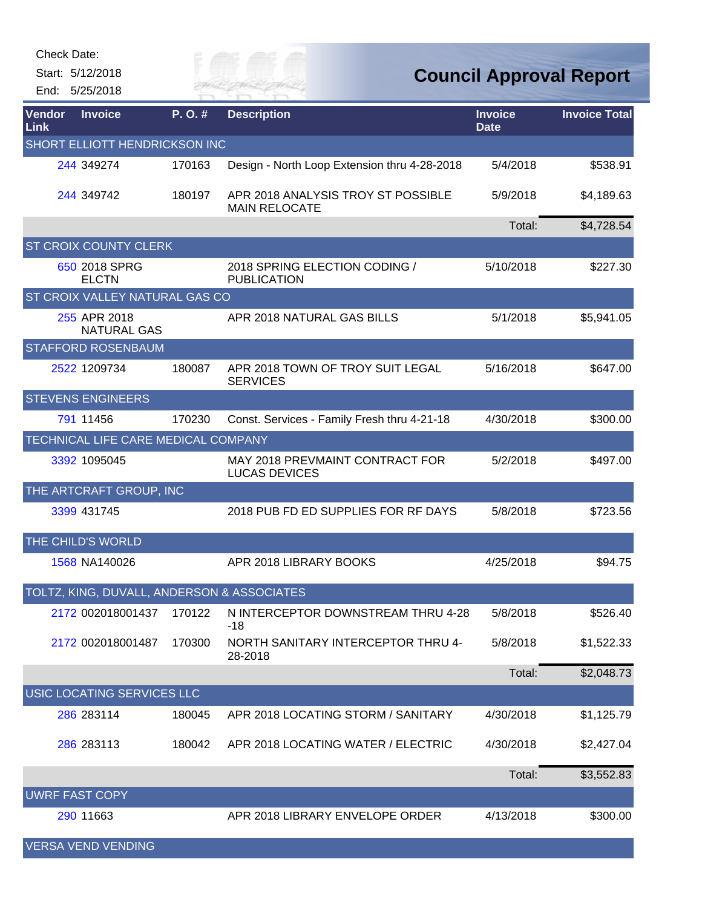Check Date:

Start: 5/12/2018

End: 5/25/2018

# Council Approval Report

| Vendor Link | Invoice | P. O. # | Description | Invoice Date | Invoice Total |
|---|---|---|---|---|---|
| SHORT ELLIOTT HENDRICKSON INC | | | | | |
| 244 | 349274 | 170163 | Design - North Loop Extension thru 4-28-2018 | 5/4/2018 | $538.91 |
| 244 | 349742 | 180197 | APR 2018 ANALYSIS TROY ST POSSIBLE MAIN RELOCATE | 5/9/2018 | $4,189.63 |
| | | | | Total: | $4,728.54 |
| ST CROIX COUNTY CLERK | | | | | |
| 650 | 2018 SPRG ELCTN | | 2018 SPRING ELECTION CODING / PUBLICATION | 5/10/2018 | $227.30 |
| ST CROIX VALLEY NATURAL GAS CO | | | | | |
| 255 | APR 2018 NATURAL GAS | | APR 2018 NATURAL GAS BILLS | 5/1/2018 | $5,941.05 |
| STAFFORD ROSENBAUM | | | | | |
| 2522 | 1209734 | 180087 | APR 2018 TOWN OF TROY SUIT LEGAL SERVICES | 5/16/2018 | $647.00 |
| STEVENS ENGINEERS | | | | | |
| 791 | 11456 | 170230 | Const. Services - Family Fresh thru 4-21-18 | 4/30/2018 | $300.00 |
| TECHNICAL LIFE CARE MEDICAL COMPANY | | | | | |
| 3392 | 1095045 | | MAY 2018 PREVMAINT CONTRACT FOR LUCAS DEVICES | 5/2/2018 | $497.00 |
| THE ARTCRAFT GROUP, INC | | | | | |
| 3399 | 431745 | | 2018 PUB FD ED SUPPLIES FOR RF DAYS | 5/8/2018 | $723.56 |
| THE CHILD'S WORLD | | | | | |
| 1568 | NA140026 | | APR 2018 LIBRARY BOOKS | 4/25/2018 | $94.75 |
| TOLTZ, KING, DUVALL, ANDERSON & ASSOCIATES | | | | | |
| 2172 | 002018001437 | 170122 | N INTERCEPTOR DOWNSTREAM THRU 4-28-18 | 5/8/2018 | $526.40 |
| 2172 | 002018001487 | 170300 | NORTH SANITARY INTERCEPTOR THRU 4-28-2018 | 5/8/2018 | $1,522.33 |
| | | | | Total: | $2,048.73 |
| USIC LOCATING SERVICES LLC | | | | | |
| 286 | 283114 | 180045 | APR 2018 LOCATING STORM / SANITARY | 4/30/2018 | $1,125.79 |
| 286 | 283113 | 180042 | APR 2018 LOCATING WATER / ELECTRIC | 4/30/2018 | $2,427.04 |
| | | | | Total: | $3,552.83 |
| UWRF FAST COPY | | | | | |
| 290 | 11663 | | APR 2018 LIBRARY ENVELOPE ORDER | 4/13/2018 | $300.00 |
| VERSA VEND VENDING | | | | | |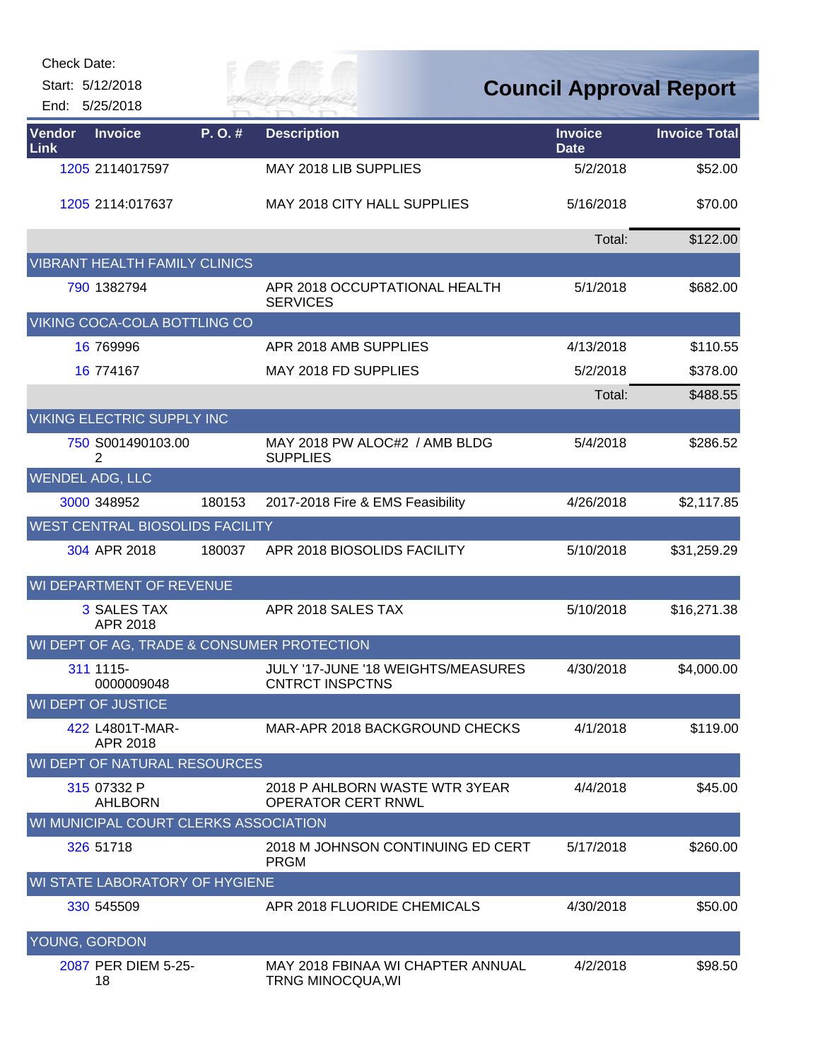Check Date:

Start: 5/12/2018

End: 5/25/2018

# Council Approval Report

| Vendor Link | Invoice | P. O. # | Description | Invoice Date | Invoice Total |
|---|---|---|---|---|---|
| 1205 | 2114017597 | | MAY 2018 LIB SUPPLIES | 5/2/2018 | $52.00 |
| 1205 | 2114:017637 | | MAY 2018 CITY HALL SUPPLIES | 5/16/2018 | $70.00 |
| | | | | Total: | $122.00 |
| VIBRANT HEALTH FAMILY CLINICS | | | | | |
| 790 | 1382794 | | APR 2018 OCCUPTATIONAL HEALTH SERVICES | 5/1/2018 | $682.00 |
| VIKING COCA-COLA BOTTLING CO | | | | | |
| 16 | 769996 | | APR 2018 AMB SUPPLIES | 4/13/2018 | $110.55 |
| 16 | 774167 | | MAY 2018 FD SUPPLIES | 5/2/2018 | $378.00 |
| | | | | Total: | $488.55 |
| VIKING ELECTRIC SUPPLY INC | | | | | |
| 750 | S001490103.002 | | MAY 2018 PW ALOC#2 / AMB BLDG SUPPLIES | 5/4/2018 | $286.52 |
| WENDEL ADG, LLC | | | | | |
| 3000 | 348952 | 180153 | 2017-2018 Fire & EMS Feasibility | 4/26/2018 | $2,117.85 |
| WEST CENTRAL BIOSOLIDS FACILITY | | | | | |
| 304 | APR 2018 | 180037 | APR 2018 BIOSOLIDS FACILITY | 5/10/2018 | $31,259.29 |
| WI DEPARTMENT OF REVENUE | | | | | |
| 3 | SALES TAX APR 2018 | | APR 2018 SALES TAX | 5/10/2018 | $16,271.38 |
| WI DEPT OF AG, TRADE & CONSUMER PROTECTION | | | | | |
| 311 | 1115-0000009048 | | JULY '17-JUNE '18 WEIGHTS/MEASURES CNTRCT INSPCTNS | 4/30/2018 | $4,000.00 |
| WI DEPT OF JUSTICE | | | | | |
| 422 | L4801T-MAR-APR 2018 | | MAR-APR 2018 BACKGROUND CHECKS | 4/1/2018 | $119.00 |
| WI DEPT OF NATURAL RESOURCES | | | | | |
| 315 | 07332 P AHLBORN | | 2018 P AHLBORN WASTE WTR 3YEAR OPERATOR CERT RNWL | 4/4/2018 | $45.00 |
| WI MUNICIPAL COURT CLERKS ASSOCIATION | | | | | |
| 326 | 51718 | | 2018 M JOHNSON CONTINUING ED CERT PRGM | 5/17/2018 | $260.00 |
| WI STATE LABORATORY OF HYGIENE | | | | | |
| 330 | 545509 | | APR 2018 FLUORIDE CHEMICALS | 4/30/2018 | $50.00 |
| YOUNG, GORDON | | | | | |
| 2087 | PER DIEM 5-25-18 | | MAY 2018 FBINAA WI CHAPTER ANNUAL TRNG MINOCQUA,WI | 4/2/2018 | $98.50 |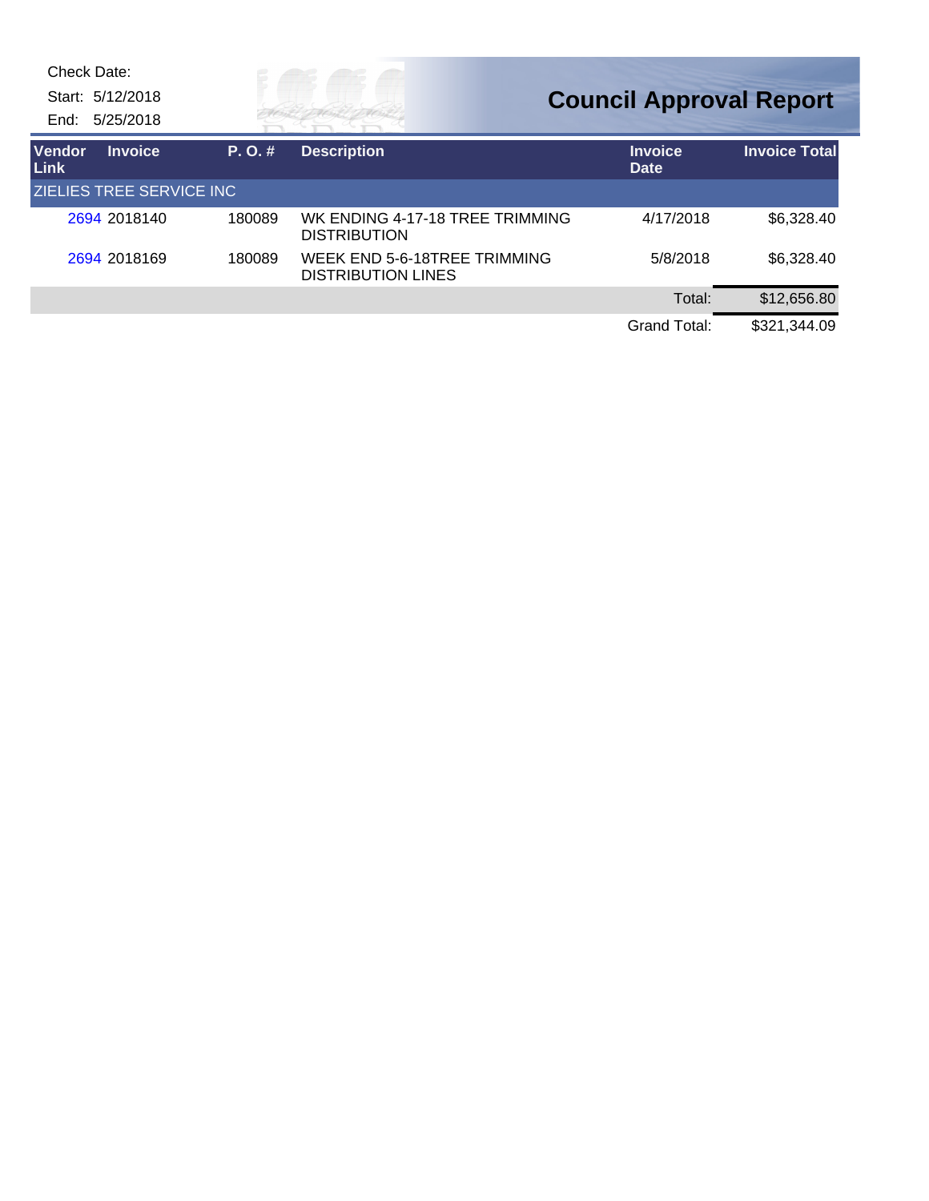Check Date:

Start: 5/12/2018

End: 5/25/2018

# Council Approval Report

| Vendor Link | Invoice | P. O. # | Description | Invoice Date | Invoice Total |
|---|---|---|---|---|---|
| ZIELIES TREE SERVICE INC | | | | | |
| 2694 | 2018140 | 180089 | WK ENDING 4-17-18 TREE TRIMMING DISTRIBUTION | 4/17/2018 | $6,328.40 |
| 2694 | 2018169 | 180089 | WEEK END 5-6-18TREE TRIMMING DISTRIBUTION LINES | 5/8/2018 | $6,328.40 |
| | | | | Total: | $12,656.80 |
| | | | | Grand Total: | $321,344.09 |